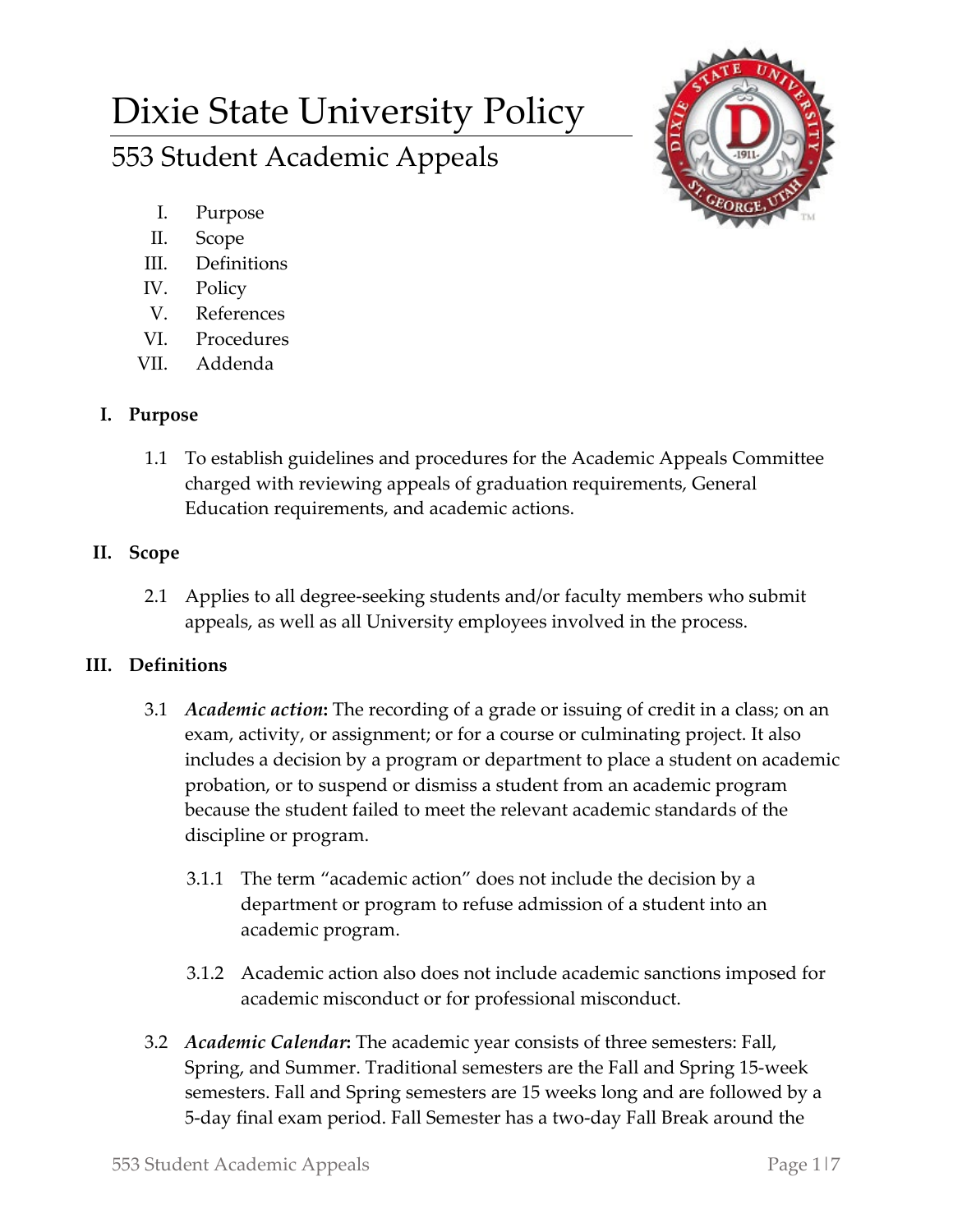# Dixie State University Policy

## 553 Student Academic Appeals

I. Purpose
II. Scope
III. Definitions
IV. Policy
V. References
VI. Procedures
VII. Addenda

### I. Purpose

1.1 To establish guidelines and procedures for the Academic Appeals Committee charged with reviewing appeals of graduation requirements, General Education requirements, and academic actions.

### II. Scope

2.1 Applies to all degree-seeking students and/or faculty members who submit appeals, as well as all University employees involved in the process.

### III. Definitions

3.1 ***Academic action*:** The recording of a grade or issuing of credit in a class; on an exam, activity, or assignment; or for a course or culminating project. It also includes a decision by a program or department to place a student on academic probation, or to suspend or dismiss a student from an academic program because the student failed to meet the relevant academic standards of the discipline or program.

3.1.1 The term "academic action" does not include the decision by a department or program to refuse admission of a student into an academic program.

3.1.2 Academic action also does not include academic sanctions imposed for academic misconduct or for professional misconduct.

3.2 ***Academic Calendar*:** The academic year consists of three semesters: Fall, Spring, and Summer. Traditional semesters are the Fall and Spring 15-week semesters. Fall and Spring semesters are 15 weeks long and are followed by a 5-day final exam period. Fall Semester has a two-day Fall Break around the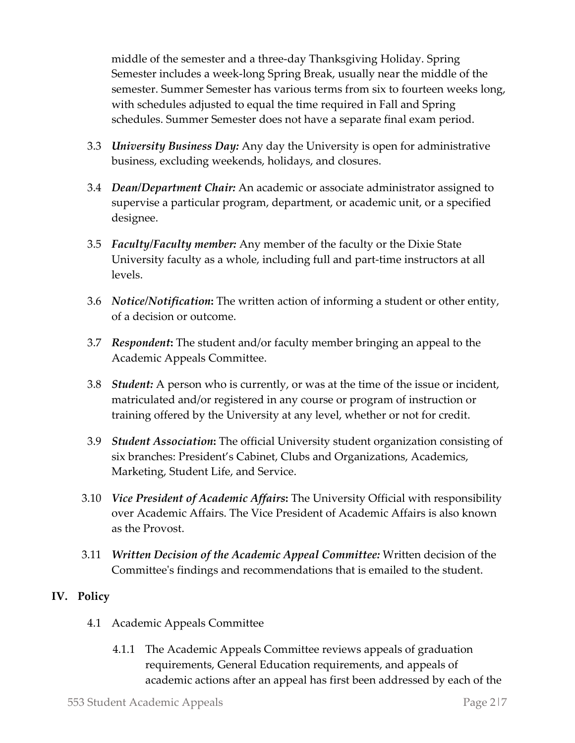middle of the semester and a three-day Thanksgiving Holiday. Spring Semester includes a week-long Spring Break, usually near the middle of the semester. Summer Semester has various terms from six to fourteen weeks long, with schedules adjusted to equal the time required in Fall and Spring schedules. Summer Semester does not have a separate final exam period.

3.3 ***University Business Day:*** Any day the University is open for administrative business, excluding weekends, holidays, and closures.

3.4 ***Dean/Department Chair:*** An academic or associate administrator assigned to supervise a particular program, department, or academic unit, or a specified designee.

3.5 ***Faculty/Faculty member:*** Any member of the faculty or the Dixie State University faculty as a whole, including full and part-time instructors at all levels.

3.6 ***Notice/Notification*:** The written action of informing a student or other entity, of a decision or outcome.

3.7 ***Respondent*:** The student and/or faculty member bringing an appeal to the Academic Appeals Committee.

3.8 ***Student:*** A person who is currently, or was at the time of the issue or incident, matriculated and/or registered in any course or program of instruction or training offered by the University at any level, whether or not for credit.

3.9 ***Student Association*:** The official University student organization consisting of six branches: President's Cabinet, Clubs and Organizations, Academics, Marketing, Student Life, and Service.

3.10 ***Vice President of Academic Affairs*:** The University Official with responsibility over Academic Affairs. The Vice President of Academic Affairs is also known as the Provost.

3.11 ***Written Decision of the Academic Appeal Committee:*** Written decision of the Committee's findings and recommendations that is emailed to the student.

## IV. Policy

4.1 Academic Appeals Committee

4.1.1 The Academic Appeals Committee reviews appeals of graduation requirements, General Education requirements, and appeals of academic actions after an appeal has first been addressed by each of the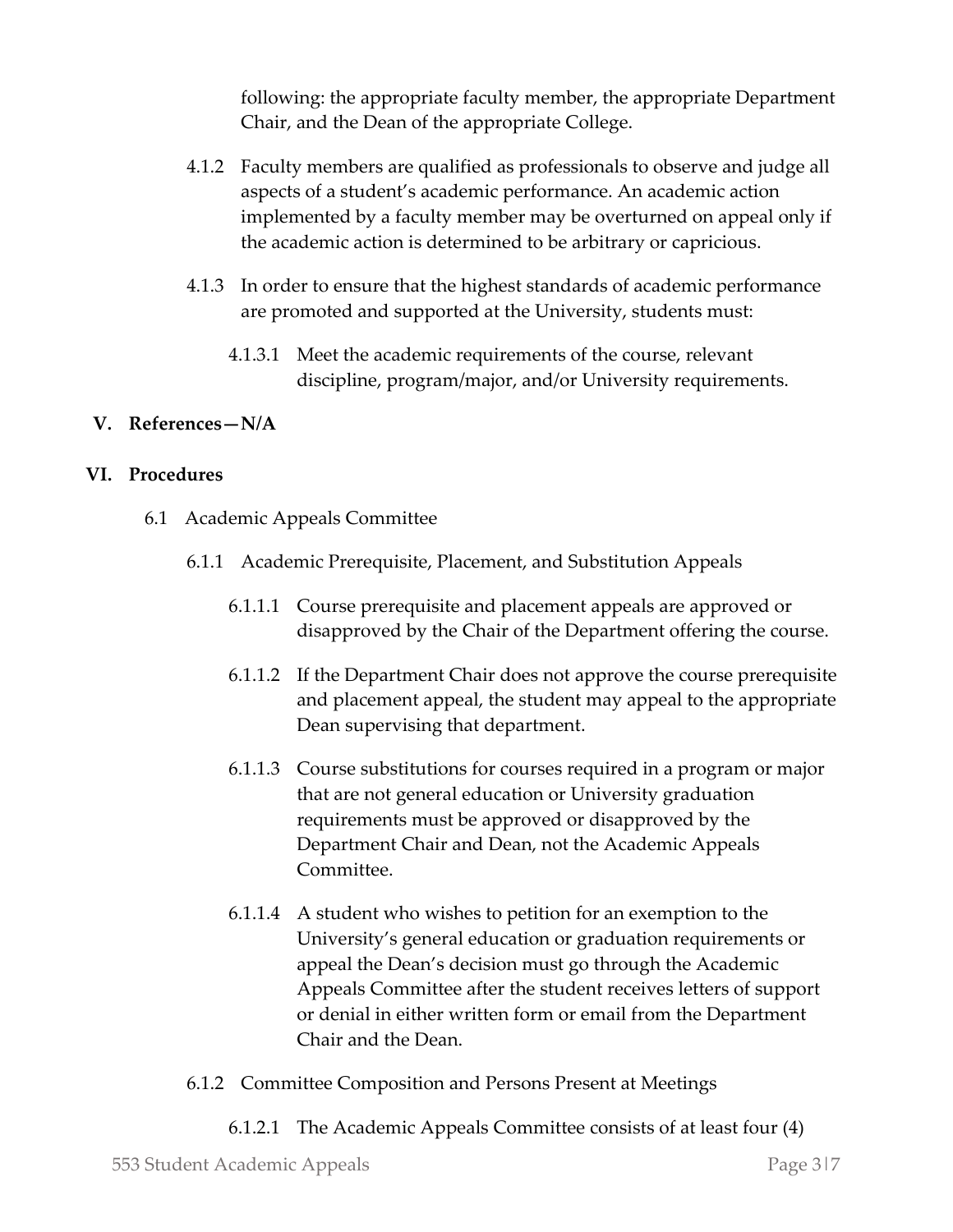following: the appropriate faculty member, the appropriate Department Chair, and the Dean of the appropriate College.

4.1.2 Faculty members are qualified as professionals to observe and judge all aspects of a student's academic performance. An academic action implemented by a faculty member may be overturned on appeal only if the academic action is determined to be arbitrary or capricious.

4.1.3 In order to ensure that the highest standards of academic performance are promoted and supported at the University, students must:

4.1.3.1 Meet the academic requirements of the course, relevant discipline, program/major, and/or University requirements.

## V. References—N/A

## VI. Procedures

6.1 Academic Appeals Committee

6.1.1 Academic Prerequisite, Placement, and Substitution Appeals

6.1.1.1 Course prerequisite and placement appeals are approved or disapproved by the Chair of the Department offering the course.

6.1.1.2 If the Department Chair does not approve the course prerequisite and placement appeal, the student may appeal to the appropriate Dean supervising that department.

6.1.1.3 Course substitutions for courses required in a program or major that are not general education or University graduation requirements must be approved or disapproved by the Department Chair and Dean, not the Academic Appeals Committee.

6.1.1.4 A student who wishes to petition for an exemption to the University's general education or graduation requirements or appeal the Dean's decision must go through the Academic Appeals Committee after the student receives letters of support or denial in either written form or email from the Department Chair and the Dean.

6.1.2 Committee Composition and Persons Present at Meetings

6.1.2.1 The Academic Appeals Committee consists of at least four (4)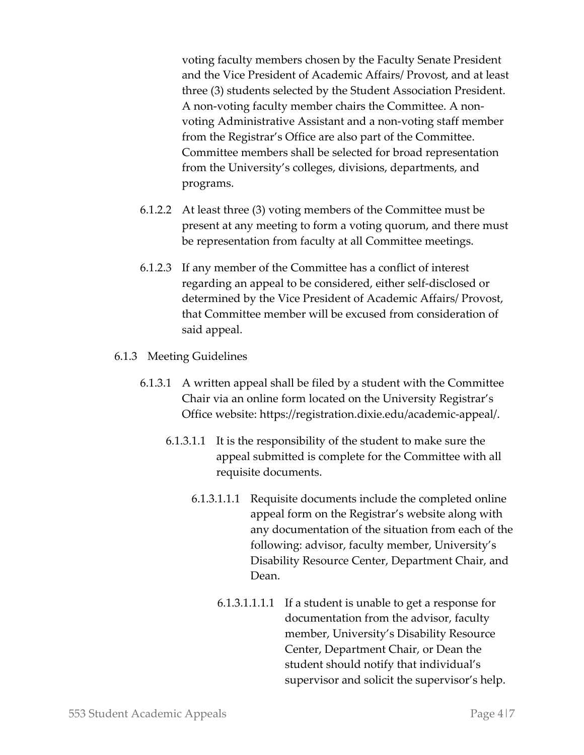voting faculty members chosen by the Faculty Senate President and the Vice President of Academic Affairs/ Provost, and at least three (3) students selected by the Student Association President. A non-voting faculty member chairs the Committee. A non-voting Administrative Assistant and a non-voting staff member from the Registrar's Office are also part of the Committee. Committee members shall be selected for broad representation from the University's colleges, divisions, departments, and programs.

6.1.2.2 At least three (3) voting members of the Committee must be present at any meeting to form a voting quorum, and there must be representation from faculty at all Committee meetings.

6.1.2.3 If any member of the Committee has a conflict of interest regarding an appeal to be considered, either self-disclosed or determined by the Vice President of Academic Affairs/ Provost, that Committee member will be excused from consideration of said appeal.

6.1.3 Meeting Guidelines

6.1.3.1 A written appeal shall be filed by a student with the Committee Chair via an online form located on the University Registrar's Office website: https://registration.dixie.edu/academic-appeal/.

6.1.3.1.1 It is the responsibility of the student to make sure the appeal submitted is complete for the Committee with all requisite documents.

6.1.3.1.1.1 Requisite documents include the completed online appeal form on the Registrar's website along with any documentation of the situation from each of the following: advisor, faculty member, University's Disability Resource Center, Department Chair, and Dean.

6.1.3.1.1.1.1 If a student is unable to get a response for documentation from the advisor, faculty member, University's Disability Resource Center, Department Chair, or Dean the student should notify that individual's supervisor and solicit the supervisor's help.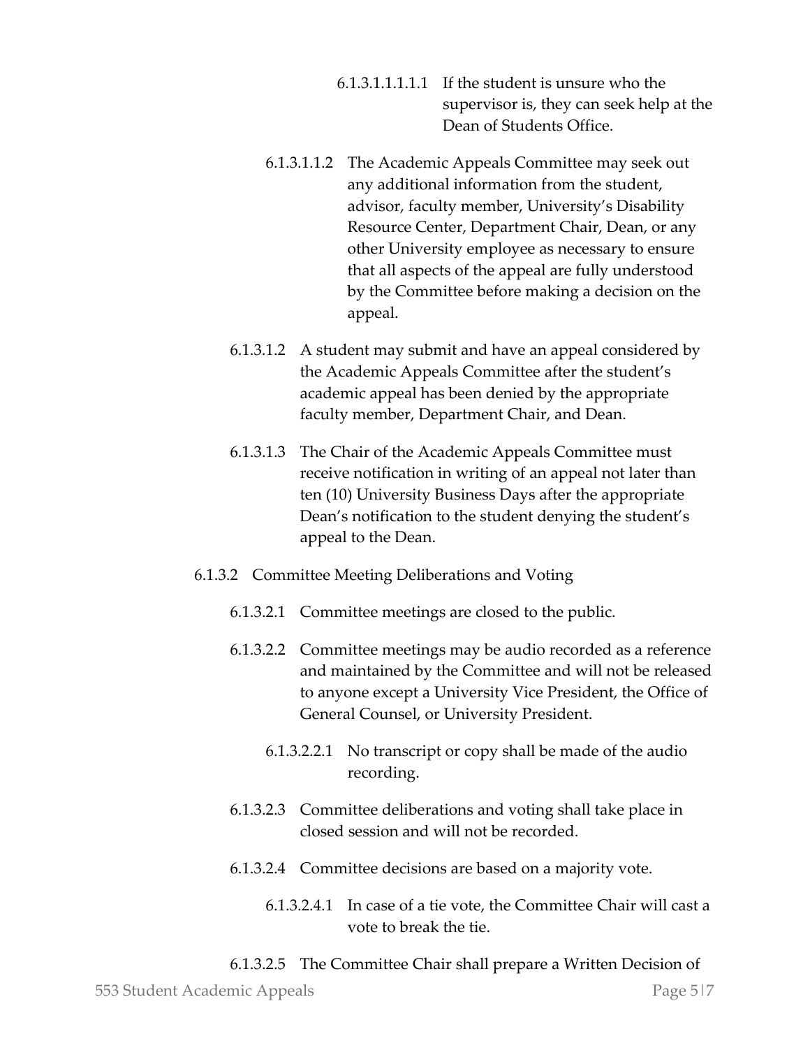6.1.3.1.1.1.1.1 If the student is unsure who the supervisor is, they can seek help at the Dean of Students Office.

6.1.3.1.1.2 The Academic Appeals Committee may seek out any additional information from the student, advisor, faculty member, University's Disability Resource Center, Department Chair, Dean, or any other University employee as necessary to ensure that all aspects of the appeal are fully understood by the Committee before making a decision on the appeal.

6.1.3.1.2 A student may submit and have an appeal considered by the Academic Appeals Committee after the student's academic appeal has been denied by the appropriate faculty member, Department Chair, and Dean.

6.1.3.1.3 The Chair of the Academic Appeals Committee must receive notification in writing of an appeal not later than ten (10) University Business Days after the appropriate Dean's notification to the student denying the student's appeal to the Dean.

6.1.3.2 Committee Meeting Deliberations and Voting

6.1.3.2.1 Committee meetings are closed to the public.

6.1.3.2.2 Committee meetings may be audio recorded as a reference and maintained by the Committee and will not be released to anyone except a University Vice President, the Office of General Counsel, or University President.

6.1.3.2.2.1 No transcript or copy shall be made of the audio recording.

6.1.3.2.3 Committee deliberations and voting shall take place in closed session and will not be recorded.

6.1.3.2.4 Committee decisions are based on a majority vote.

6.1.3.2.4.1 In case of a tie vote, the Committee Chair will cast a vote to break the tie.

6.1.3.2.5 The Committee Chair shall prepare a Written Decision of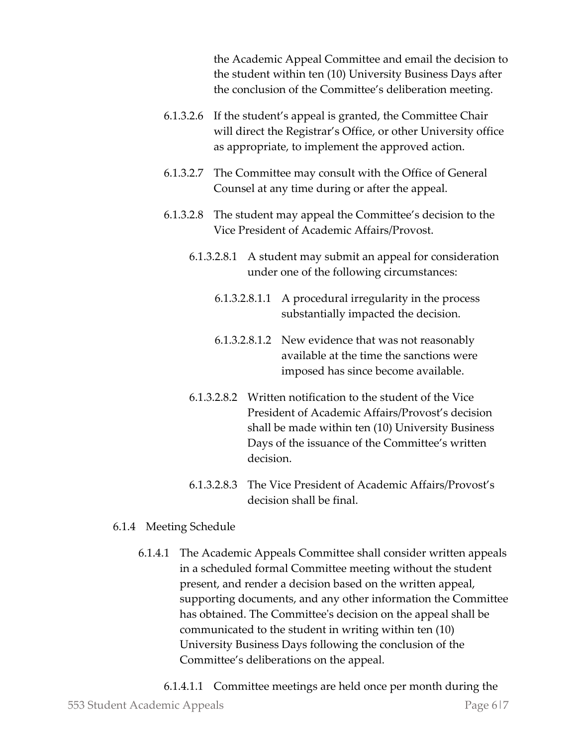the Academic Appeal Committee and email the decision to the student within ten (10) University Business Days after the conclusion of the Committee's deliberation meeting.

6.1.3.2.6 If the student's appeal is granted, the Committee Chair will direct the Registrar's Office, or other University office as appropriate, to implement the approved action.

6.1.3.2.7 The Committee may consult with the Office of General Counsel at any time during or after the appeal.

6.1.3.2.8 The student may appeal the Committee's decision to the Vice President of Academic Affairs/Provost.

6.1.3.2.8.1 A student may submit an appeal for consideration under one of the following circumstances:

6.1.3.2.8.1.1 A procedural irregularity in the process substantially impacted the decision.

6.1.3.2.8.1.2 New evidence that was not reasonably available at the time the sanctions were imposed has since become available.

6.1.3.2.8.2 Written notification to the student of the Vice President of Academic Affairs/Provost's decision shall be made within ten (10) University Business Days of the issuance of the Committee's written decision.

6.1.3.2.8.3 The Vice President of Academic Affairs/Provost's decision shall be final.

6.1.4 Meeting Schedule

6.1.4.1 The Academic Appeals Committee shall consider written appeals in a scheduled formal Committee meeting without the student present, and render a decision based on the written appeal, supporting documents, and any other information the Committee has obtained. The Committee's decision on the appeal shall be communicated to the student in writing within ten (10) University Business Days following the conclusion of the Committee's deliberations on the appeal.

6.1.4.1.1 Committee meetings are held once per month during the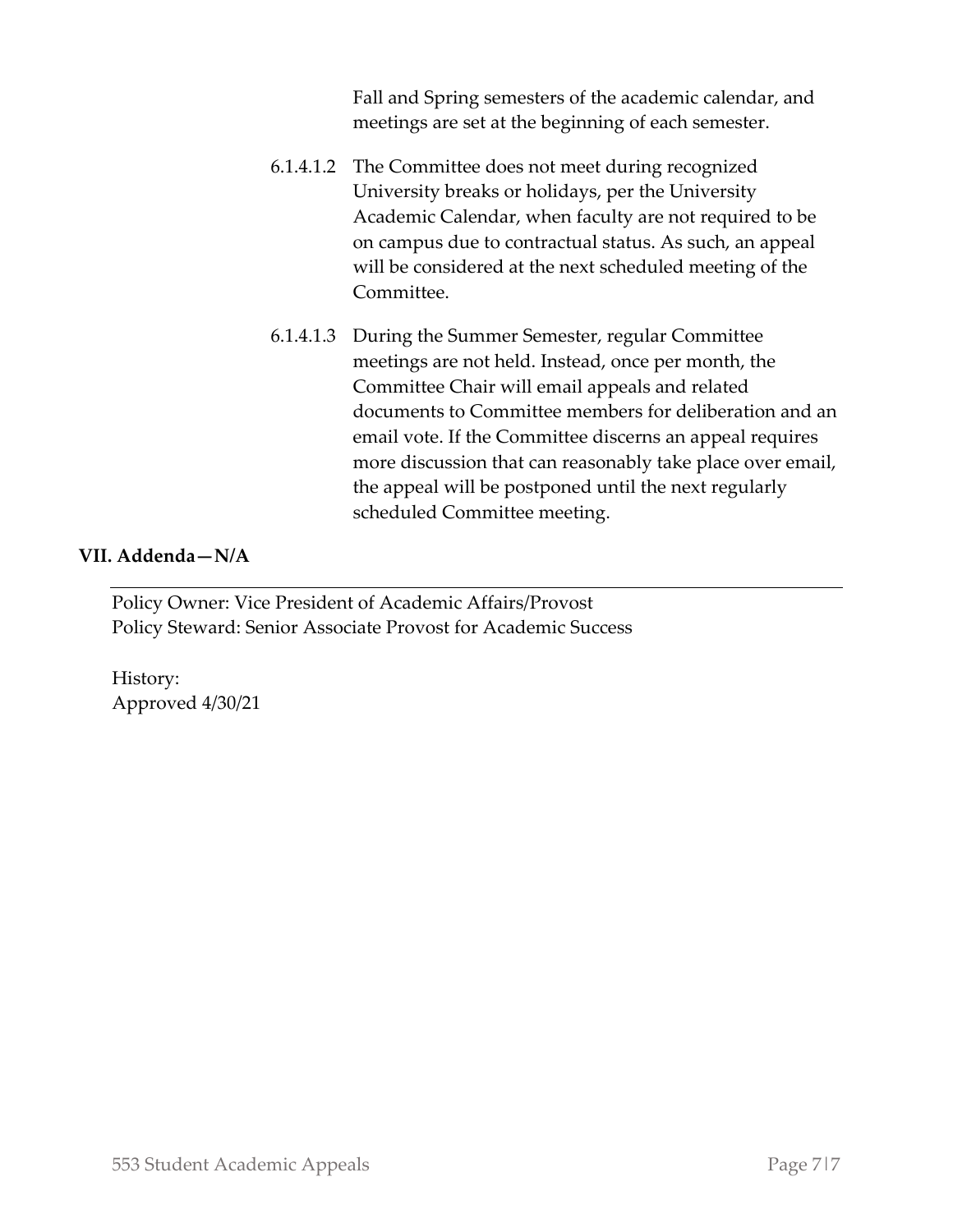Fall and Spring semesters of the academic calendar, and meetings are set at the beginning of each semester.

6.1.4.1.2 The Committee does not meet during recognized University breaks or holidays, per the University Academic Calendar, when faculty are not required to be on campus due to contractual status. As such, an appeal will be considered at the next scheduled meeting of the Committee.

6.1.4.1.3 During the Summer Semester, regular Committee meetings are not held. Instead, once per month, the Committee Chair will email appeals and related documents to Committee members for deliberation and an email vote. If the Committee discerns an appeal requires more discussion that can reasonably take place over email, the appeal will be postponed until the next regularly scheduled Committee meeting.

**VII. Addenda—N/A**

---

Policy Owner: Vice President of Academic Affairs/Provost
Policy Steward: Senior Associate Provost for Academic Success

History:
Approved 4/30/21